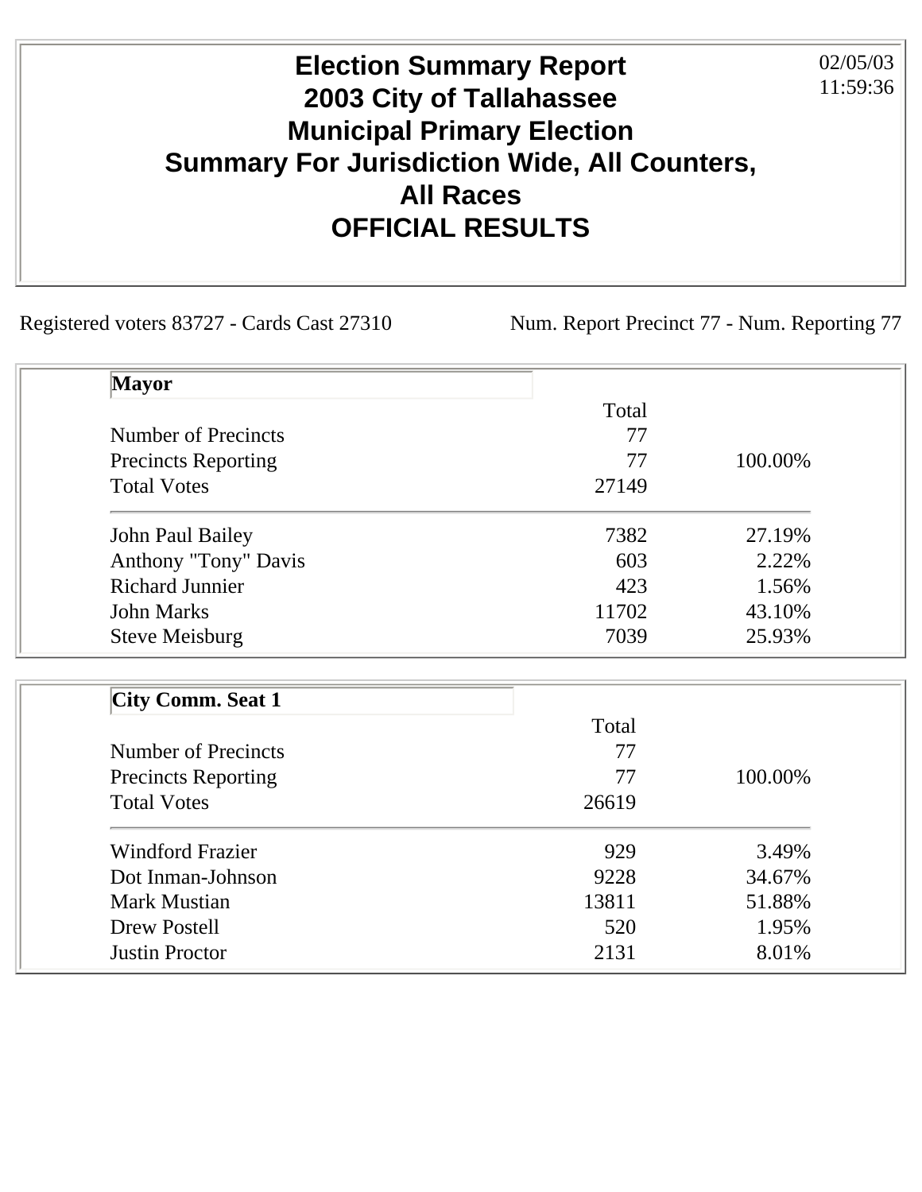# Election Summary Report
# 2003 City of Tallahassee
# Municipal Primary Election
# Summary For Jurisdiction Wide, All Counters, All Races
# OFFICIAL RESULTS

02/05/03
11:59:36

Registered voters 83727 - Cards Cast 27310

Num. Report Precinct 77 - Num. Reporting 77

## Mayor

| | Total | |
|---|---|---|
| Number of Precincts | 77 | |
| Precincts Reporting | 77 | 100.00% |
| Total Votes | 27149 | |
| John Paul Bailey | 7382 | 27.19% |
| Anthony "Tony" Davis | 603 | 2.22% |
| Richard Junnier | 423 | 1.56% |
| John Marks | 11702 | 43.10% |
| Steve Meisburg | 7039 | 25.93% |

## City Comm. Seat 1

| | Total | |
|---|---|---|
| Number of Precincts | 77 | |
| Precincts Reporting | 77 | 100.00% |
| Total Votes | 26619 | |
| Windford Frazier | 929 | 3.49% |
| Dot Inman-Johnson | 9228 | 34.67% |
| Mark Mustian | 13811 | 51.88% |
| Drew Postell | 520 | 1.95% |
| Justin Proctor | 2131 | 8.01% |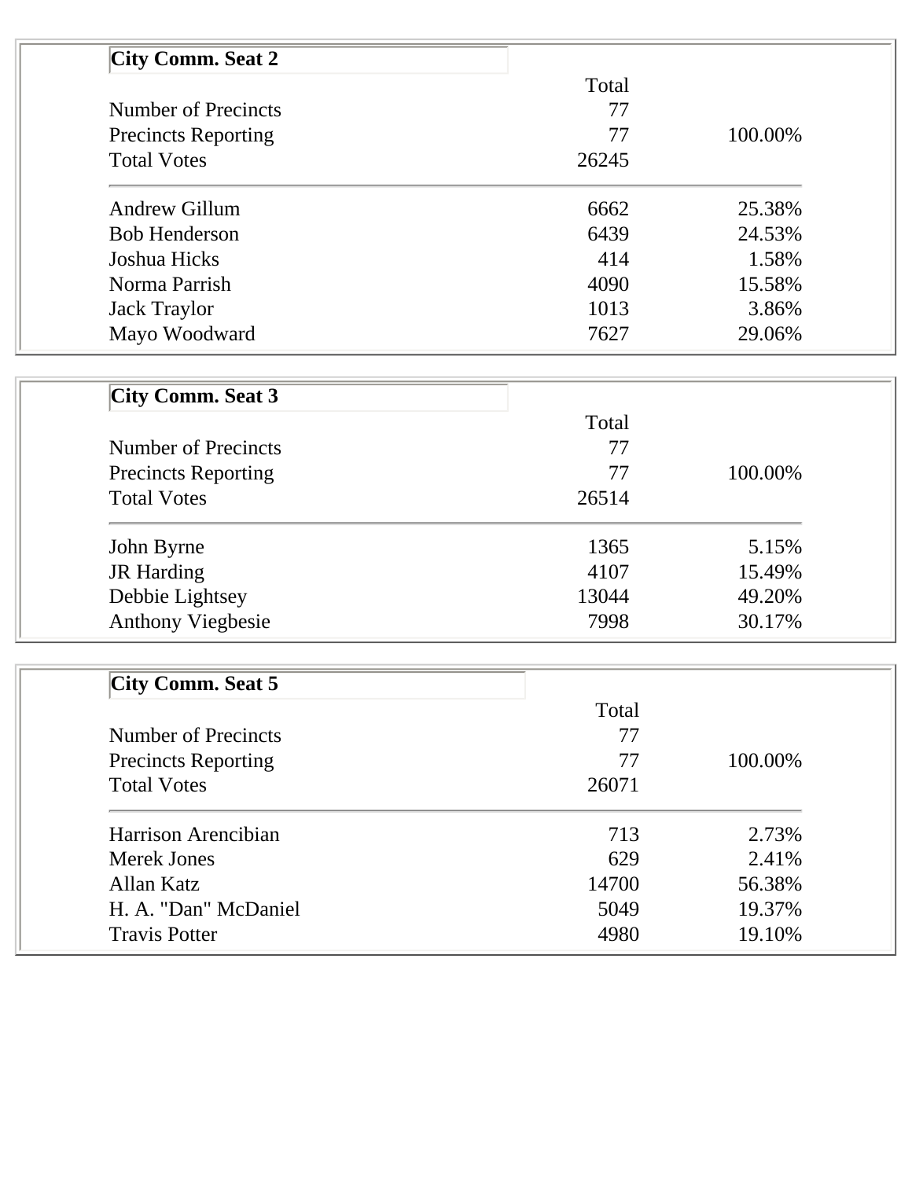**City Comm. Seat 2**

| | Total | |
|---|---|---|
| Number of Precincts | 77 | |
| Precincts Reporting | 77 | 100.00% |
| Total Votes | 26245 | |
| Andrew Gillum | 6662 | 25.38% |
| Bob Henderson | 6439 | 24.53% |
| Joshua Hicks | 414 | 1.58% |
| Norma Parrish | 4090 | 15.58% |
| Jack Traylor | 1013 | 3.86% |
| Mayo Woodward | 7627 | 29.06% |

**City Comm. Seat 3**

| | Total | |
|---|---|---|
| Number of Precincts | 77 | |
| Precincts Reporting | 77 | 100.00% |
| Total Votes | 26514 | |
| John Byrne | 1365 | 5.15% |
| JR Harding | 4107 | 15.49% |
| Debbie Lightsey | 13044 | 49.20% |
| Anthony Viegbesie | 7998 | 30.17% |

**City Comm. Seat 5**

| | Total | |
|---|---|---|
| Number of Precincts | 77 | |
| Precincts Reporting | 77 | 100.00% |
| Total Votes | 26071 | |
| Harrison Arencibian | 713 | 2.73% |
| Merek Jones | 629 | 2.41% |
| Allan Katz | 14700 | 56.38% |
| H. A. "Dan" McDaniel | 5049 | 19.37% |
| Travis Potter | 4980 | 19.10% |